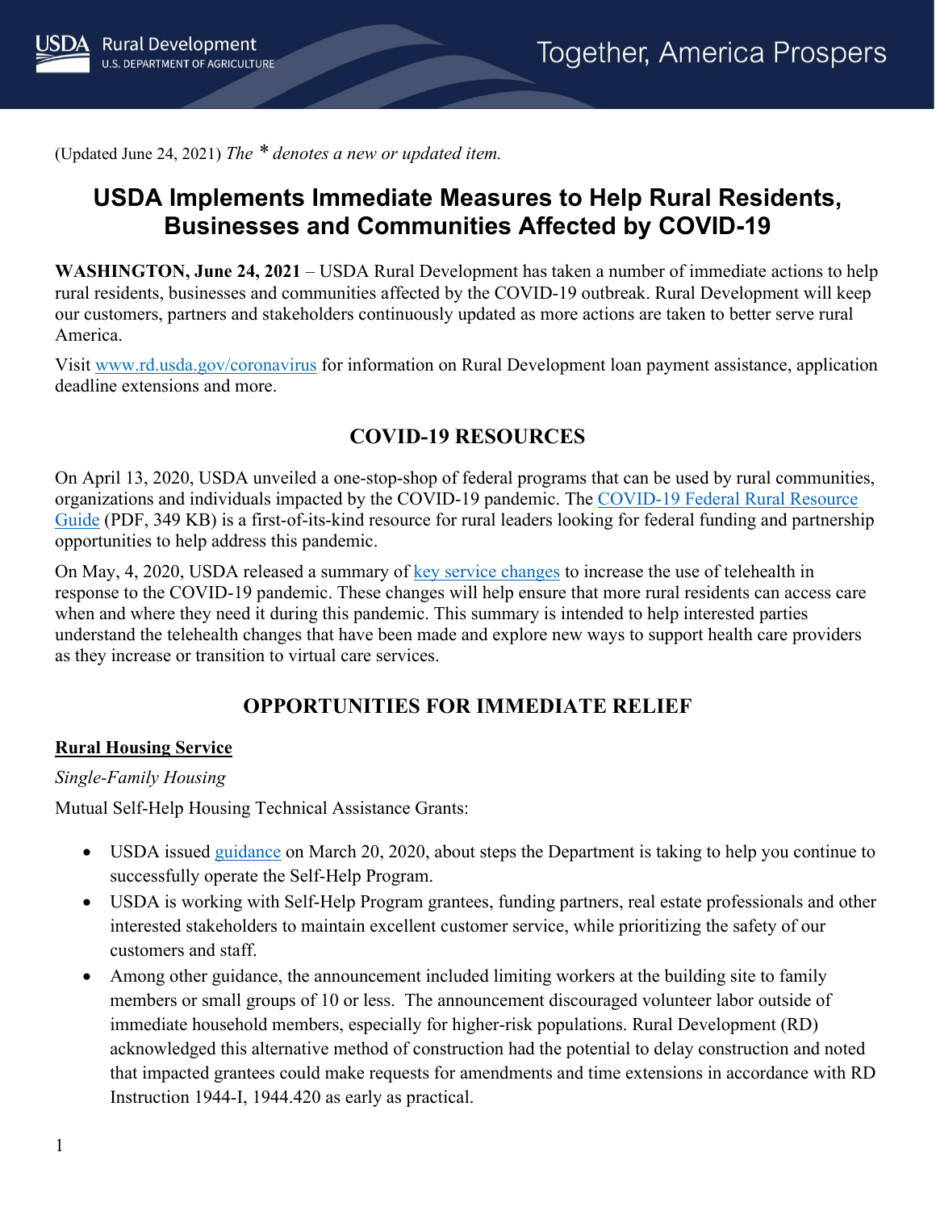(Updated June 24, 2021) *The * denotes a new or updated item.*

# USDA Implements Immediate Measures to Help Rural Residents, Businesses and Communities Affected by COVID-19

**WASHINGTON, June 24, 2021** – USDA Rural Development has taken a number of immediate actions to help rural residents, businesses and communities affected by the COVID-19 outbreak. Rural Development will keep our customers, partners and stakeholders continuously updated as more actions are taken to better serve rural America.

Visit www.rd.usda.gov/coronavirus for information on Rural Development loan payment assistance, application deadline extensions and more.

## COVID-19 RESOURCES

On April 13, 2020, USDA unveiled a one-stop-shop of federal programs that can be used by rural communities, organizations and individuals impacted by the COVID-19 pandemic. The COVID-19 Federal Rural Resource Guide (PDF, 349 KB) is a first-of-its-kind resource for rural leaders looking for federal funding and partnership opportunities to help address this pandemic.

On May, 4, 2020, USDA released a summary of key service changes to increase the use of telehealth in response to the COVID-19 pandemic. These changes will help ensure that more rural residents can access care when and where they need it during this pandemic. This summary is intended to help interested parties understand the telehealth changes that have been made and explore new ways to support health care providers as they increase or transition to virtual care services.

## OPPORTUNITIES FOR IMMEDIATE RELIEF

### Rural Housing Service

*Single-Family Housing*

Mutual Self-Help Housing Technical Assistance Grants:

- USDA issued guidance on March 20, 2020, about steps the Department is taking to help you continue to successfully operate the Self-Help Program.
- USDA is working with Self-Help Program grantees, funding partners, real estate professionals and other interested stakeholders to maintain excellent customer service, while prioritizing the safety of our customers and staff.
- Among other guidance, the announcement included limiting workers at the building site to family members or small groups of 10 or less. The announcement discouraged volunteer labor outside of immediate household members, especially for higher-risk populations. Rural Development (RD) acknowledged this alternative method of construction had the potential to delay construction and noted that impacted grantees could make requests for amendments and time extensions in accordance with RD Instruction 1944-I, 1944.420 as early as practical.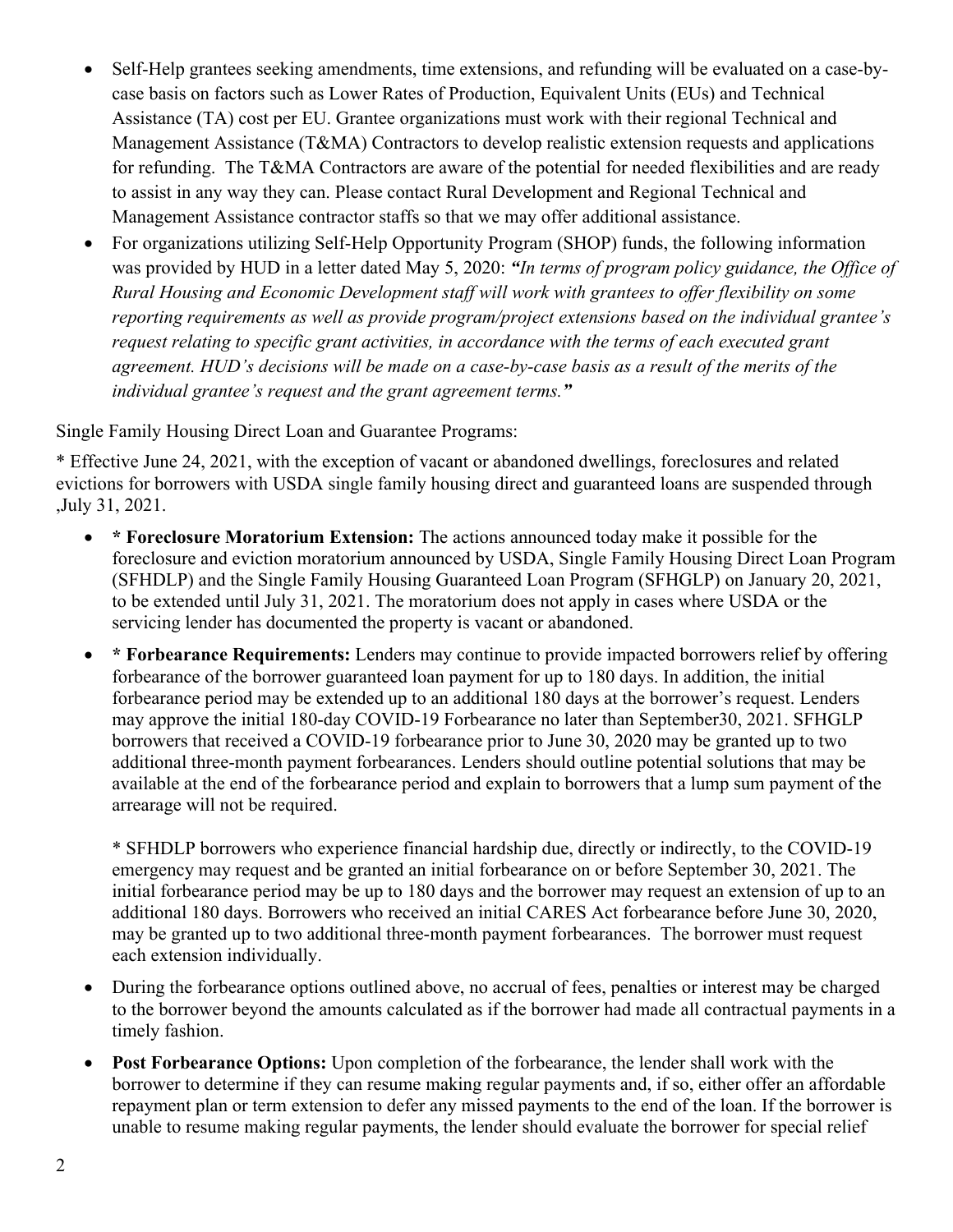- Self-Help grantees seeking amendments, time extensions, and refunding will be evaluated on a case-by-case basis on factors such as Lower Rates of Production, Equivalent Units (EUs) and Technical Assistance (TA) cost per EU. Grantee organizations must work with their regional Technical and Management Assistance (T&MA) Contractors to develop realistic extension requests and applications for refunding. The T&MA Contractors are aware of the potential for needed flexibilities and are ready to assist in any way they can. Please contact Rural Development and Regional Technical and Management Assistance contractor staffs so that we may offer additional assistance.
- For organizations utilizing Self-Help Opportunity Program (SHOP) funds, the following information was provided by HUD in a letter dated May 5, 2020: ***"****In terms of program policy guidance, the Office of Rural Housing and Economic Development staff will work with grantees to offer flexibility on some reporting requirements as well as provide program/project extensions based on the individual grantee's request relating to specific grant activities, in accordance with the terms of each executed grant agreement. HUD's decisions will be made on a case-by-case basis as a result of the merits of the individual grantee's request and the grant agreement terms.****"***

Single Family Housing Direct Loan and Guarantee Programs:

* Effective June 24, 2021, with the exception of vacant or abandoned dwellings, foreclosures and related evictions for borrowers with USDA single family housing direct and guaranteed loans are suspended through ,July 31, 2021.

- **\* Foreclosure Moratorium Extension:** The actions announced today make it possible for the foreclosure and eviction moratorium announced by USDA, Single Family Housing Direct Loan Program (SFHDLP) and the Single Family Housing Guaranteed Loan Program (SFHGLP) on January 20, 2021, to be extended until July 31, 2021. The moratorium does not apply in cases where USDA or the servicing lender has documented the property is vacant or abandoned.
- **\* Forbearance Requirements:** Lenders may continue to provide impacted borrowers relief by offering forbearance of the borrower guaranteed loan payment for up to 180 days. In addition, the initial forbearance period may be extended up to an additional 180 days at the borrower's request. Lenders may approve the initial 180-day COVID-19 Forbearance no later than September30, 2021. SFHGLP borrowers that received a COVID-19 forbearance prior to June 30, 2020 may be granted up to two additional three-month payment forbearances. Lenders should outline potential solutions that may be available at the end of the forbearance period and explain to borrowers that a lump sum payment of the arrearage will not be required.

  \* SFHDLP borrowers who experience financial hardship due, directly or indirectly, to the COVID-19 emergency may request and be granted an initial forbearance on or before September 30, 2021. The initial forbearance period may be up to 180 days and the borrower may request an extension of up to an additional 180 days. Borrowers who received an initial CARES Act forbearance before June 30, 2020, may be granted up to two additional three-month payment forbearances. The borrower must request each extension individually.

- During the forbearance options outlined above, no accrual of fees, penalties or interest may be charged to the borrower beyond the amounts calculated as if the borrower had made all contractual payments in a timely fashion.
- **Post Forbearance Options:** Upon completion of the forbearance, the lender shall work with the borrower to determine if they can resume making regular payments and, if so, either offer an affordable repayment plan or term extension to defer any missed payments to the end of the loan. If the borrower is unable to resume making regular payments, the lender should evaluate the borrower for special relief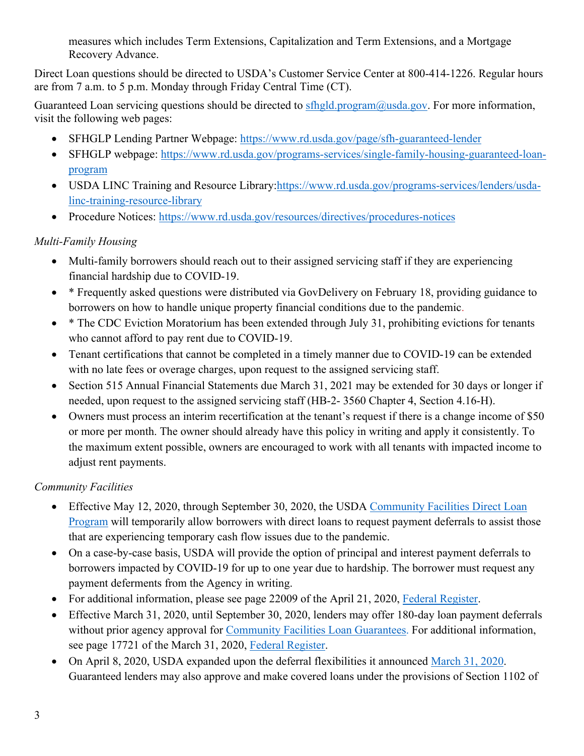measures which includes Term Extensions, Capitalization and Term Extensions, and a Mortgage Recovery Advance.

Direct Loan questions should be directed to USDA's Customer Service Center at 800-414-1226. Regular hours are from 7 a.m. to 5 p.m. Monday through Friday Central Time (CT).

Guaranteed Loan servicing questions should be directed to [sfhgld.program@usda.gov](mailto:sfhgld.program@usda.gov). For more information, visit the following web pages:

- SFHGLP Lending Partner Webpage: [https://www.rd.usda.gov/page/sfh-guaranteed-lender](https://www.rd.usda.gov/page/sfh-guaranteed-lender)
- SFHGLP webpage: [https://www.rd.usda.gov/programs-services/single-family-housing-guaranteed-loan-program](https://www.rd.usda.gov/programs-services/single-family-housing-guaranteed-loan-program)
- USDA LINC Training and Resource Library:[https://www.rd.usda.gov/programs-services/lenders/usda-linc-training-resource-library](https://www.rd.usda.gov/programs-services/lenders/usda-linc-training-resource-library)
- Procedure Notices: [https://www.rd.usda.gov/resources/directives/procedures-notices](https://www.rd.usda.gov/resources/directives/procedures-notices)

*Multi-Family Housing*

- Multi-family borrowers should reach out to their assigned servicing staff if they are experiencing financial hardship due to COVID-19.
- * Frequently asked questions were distributed via GovDelivery on February 18, providing guidance to borrowers on how to handle unique property financial conditions due to the pandemic.
- * The CDC Eviction Moratorium has been extended through July 31, prohibiting evictions for tenants who cannot afford to pay rent due to COVID-19.
- Tenant certifications that cannot be completed in a timely manner due to COVID-19 can be extended with no late fees or overage charges, upon request to the assigned servicing staff.
- Section 515 Annual Financial Statements due March 31, 2021 may be extended for 30 days or longer if needed, upon request to the assigned servicing staff (HB-2- 3560 Chapter 4, Section 4.16-H).
- Owners must process an interim recertification at the tenant's request if there is a change income of $50 or more per month. The owner should already have this policy in writing and apply it consistently. To the maximum extent possible, owners are encouraged to work with all tenants with impacted income to adjust rent payments.

*Community Facilities*

- Effective May 12, 2020, through September 30, 2020, the USDA [Community Facilities Direct Loan Program](#) will temporarily allow borrowers with direct loans to request payment deferrals to assist those that are experiencing temporary cash flow issues due to the pandemic.
- On a case-by-case basis, USDA will provide the option of principal and interest payment deferrals to borrowers impacted by COVID-19 for up to one year due to hardship. The borrower must request any payment deferments from the Agency in writing.
- For additional information, please see page 22009 of the April 21, 2020, [Federal Register](#).
- Effective March 31, 2020, until September 30, 2020, lenders may offer 180-day loan payment deferrals without prior agency approval for [Community Facilities Loan Guarantees](#). For additional information, see page 17721 of the March 31, 2020, [Federal Register](#).
- On April 8, 2020, USDA expanded upon the deferral flexibilities it announced [March 31, 2020](#). Guaranteed lenders may also approve and make covered loans under the provisions of Section 1102 of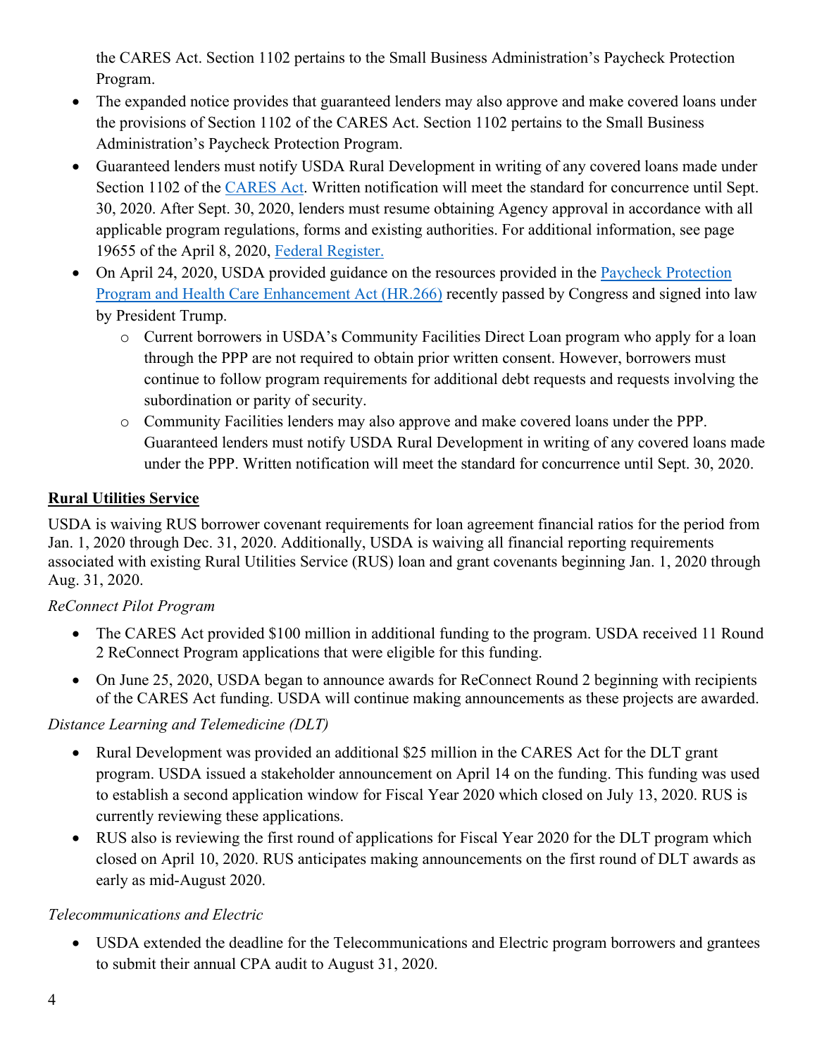the CARES Act. Section 1102 pertains to the Small Business Administration's Paycheck Protection Program.

- The expanded notice provides that guaranteed lenders may also approve and make covered loans under the provisions of Section 1102 of the CARES Act. Section 1102 pertains to the Small Business Administration's Paycheck Protection Program.
- Guaranteed lenders must notify USDA Rural Development in writing of any covered loans made under Section 1102 of the CARES Act. Written notification will meet the standard for concurrence until Sept. 30, 2020. After Sept. 30, 2020, lenders must resume obtaining Agency approval in accordance with all applicable program regulations, forms and existing authorities. For additional information, see page 19655 of the April 8, 2020, Federal Register.
- On April 24, 2020, USDA provided guidance on the resources provided in the Paycheck Protection Program and Health Care Enhancement Act (HR.266) recently passed by Congress and signed into law by President Trump.
  - Current borrowers in USDA's Community Facilities Direct Loan program who apply for a loan through the PPP are not required to obtain prior written consent. However, borrowers must continue to follow program requirements for additional debt requests and requests involving the subordination or parity of security.
  - Community Facilities lenders may also approve and make covered loans under the PPP. Guaranteed lenders must notify USDA Rural Development in writing of any covered loans made under the PPP. Written notification will meet the standard for concurrence until Sept. 30, 2020.

**Rural Utilities Service**

USDA is waiving RUS borrower covenant requirements for loan agreement financial ratios for the period from Jan. 1, 2020 through Dec. 31, 2020. Additionally, USDA is waiving all financial reporting requirements associated with existing Rural Utilities Service (RUS) loan and grant covenants beginning Jan. 1, 2020 through Aug. 31, 2020.

*ReConnect Pilot Program*

- The CARES Act provided $100 million in additional funding to the program. USDA received 11 Round 2 ReConnect Program applications that were eligible for this funding.
- On June 25, 2020, USDA began to announce awards for ReConnect Round 2 beginning with recipients of the CARES Act funding. USDA will continue making announcements as these projects are awarded.

*Distance Learning and Telemedicine (DLT)*

- Rural Development was provided an additional $25 million in the CARES Act for the DLT grant program. USDA issued a stakeholder announcement on April 14 on the funding. This funding was used to establish a second application window for Fiscal Year 2020 which closed on July 13, 2020. RUS is currently reviewing these applications.
- RUS also is reviewing the first round of applications for Fiscal Year 2020 for the DLT program which closed on April 10, 2020. RUS anticipates making announcements on the first round of DLT awards as early as mid-August 2020.

*Telecommunications and Electric*

- USDA extended the deadline for the Telecommunications and Electric program borrowers and grantees to submit their annual CPA audit to August 31, 2020.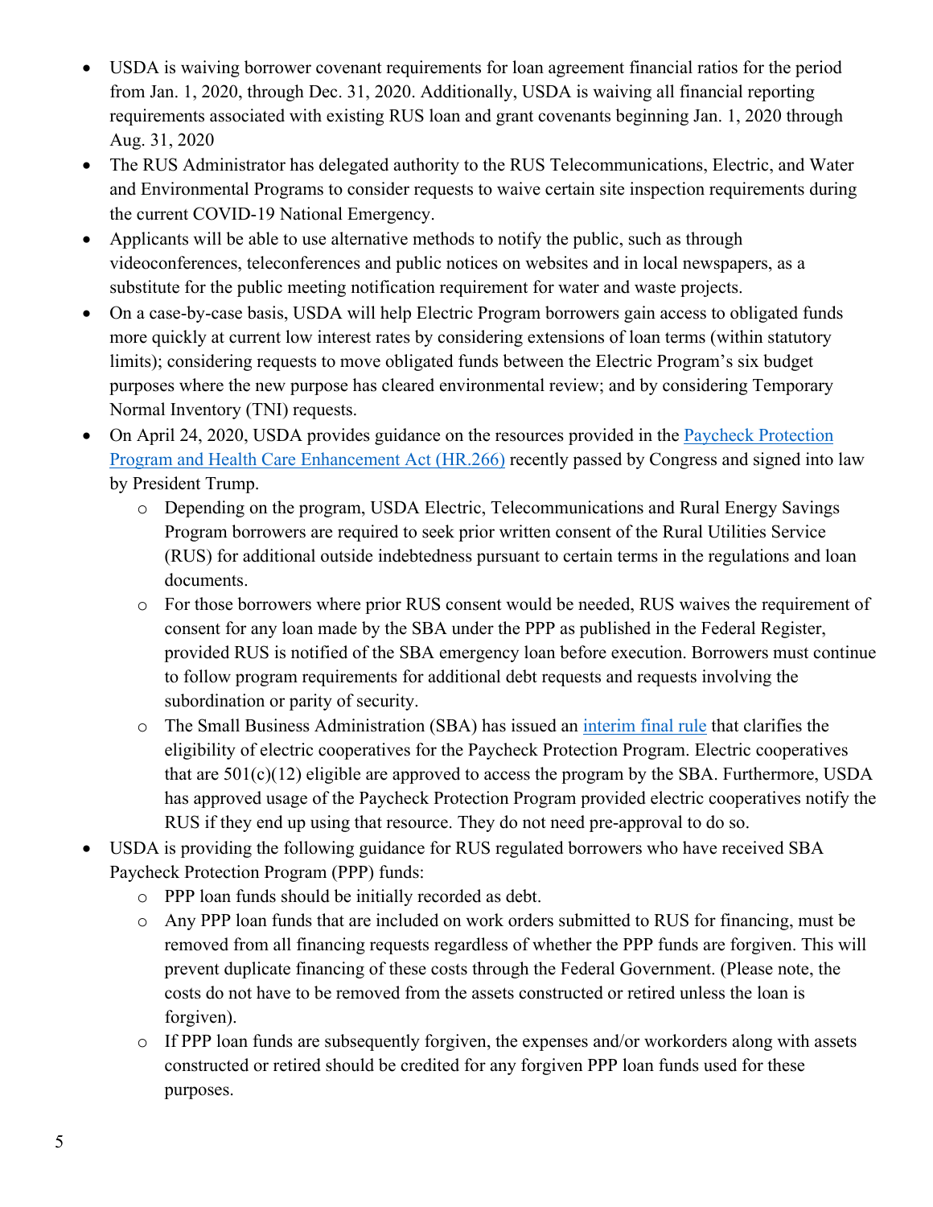- USDA is waiving borrower covenant requirements for loan agreement financial ratios for the period from Jan. 1, 2020, through Dec. 31, 2020. Additionally, USDA is waiving all financial reporting requirements associated with existing RUS loan and grant covenants beginning Jan. 1, 2020 through Aug. 31, 2020
- The RUS Administrator has delegated authority to the RUS Telecommunications, Electric, and Water and Environmental Programs to consider requests to waive certain site inspection requirements during the current COVID-19 National Emergency.
- Applicants will be able to use alternative methods to notify the public, such as through videoconferences, teleconferences and public notices on websites and in local newspapers, as a substitute for the public meeting notification requirement for water and waste projects.
- On a case-by-case basis, USDA will help Electric Program borrowers gain access to obligated funds more quickly at current low interest rates by considering extensions of loan terms (within statutory limits); considering requests to move obligated funds between the Electric Program's six budget purposes where the new purpose has cleared environmental review; and by considering Temporary Normal Inventory (TNI) requests.
- On April 24, 2020, USDA provides guidance on the resources provided in the Paycheck Protection Program and Health Care Enhancement Act (HR.266) recently passed by Congress and signed into law by President Trump.
  - Depending on the program, USDA Electric, Telecommunications and Rural Energy Savings Program borrowers are required to seek prior written consent of the Rural Utilities Service (RUS) for additional outside indebtedness pursuant to certain terms in the regulations and loan documents.
  - For those borrowers where prior RUS consent would be needed, RUS waives the requirement of consent for any loan made by the SBA under the PPP as published in the Federal Register, provided RUS is notified of the SBA emergency loan before execution. Borrowers must continue to follow program requirements for additional debt requests and requests involving the subordination or parity of security.
  - The Small Business Administration (SBA) has issued an interim final rule that clarifies the eligibility of electric cooperatives for the Paycheck Protection Program. Electric cooperatives that are 501(c)(12) eligible are approved to access the program by the SBA. Furthermore, USDA has approved usage of the Paycheck Protection Program provided electric cooperatives notify the RUS if they end up using that resource. They do not need pre-approval to do so.
- USDA is providing the following guidance for RUS regulated borrowers who have received SBA Paycheck Protection Program (PPP) funds:
  - PPP loan funds should be initially recorded as debt.
  - Any PPP loan funds that are included on work orders submitted to RUS for financing, must be removed from all financing requests regardless of whether the PPP funds are forgiven. This will prevent duplicate financing of these costs through the Federal Government. (Please note, the costs do not have to be removed from the assets constructed or retired unless the loan is forgiven).
  - If PPP loan funds are subsequently forgiven, the expenses and/or workorders along with assets constructed or retired should be credited for any forgiven PPP loan funds used for these purposes.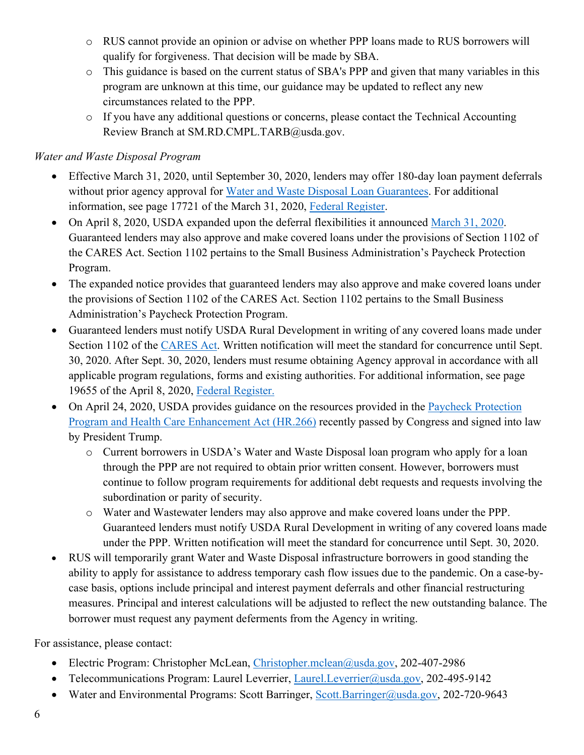- RUS cannot provide an opinion or advise on whether PPP loans made to RUS borrowers will qualify for forgiveness. That decision will be made by SBA.
  - This guidance is based on the current status of SBA's PPP and given that many variables in this program are unknown at this time, our guidance may be updated to reflect any new circumstances related to the PPP.
  - If you have any additional questions or concerns, please contact the Technical Accounting Review Branch at SM.RD.CMPL.TARB@usda.gov.

*Water and Waste Disposal Program*

- Effective March 31, 2020, until September 30, 2020, lenders may offer 180-day loan payment deferrals without prior agency approval for Water and Waste Disposal Loan Guarantees. For additional information, see page 17721 of the March 31, 2020, Federal Register.
- On April 8, 2020, USDA expanded upon the deferral flexibilities it announced March 31, 2020. Guaranteed lenders may also approve and make covered loans under the provisions of Section 1102 of the CARES Act. Section 1102 pertains to the Small Business Administration's Paycheck Protection Program.
- The expanded notice provides that guaranteed lenders may also approve and make covered loans under the provisions of Section 1102 of the CARES Act. Section 1102 pertains to the Small Business Administration's Paycheck Protection Program.
- Guaranteed lenders must notify USDA Rural Development in writing of any covered loans made under Section 1102 of the CARES Act. Written notification will meet the standard for concurrence until Sept. 30, 2020. After Sept. 30, 2020, lenders must resume obtaining Agency approval in accordance with all applicable program regulations, forms and existing authorities. For additional information, see page 19655 of the April 8, 2020, Federal Register.
- On April 24, 2020, USDA provides guidance on the resources provided in the Paycheck Protection Program and Health Care Enhancement Act (HR.266) recently passed by Congress and signed into law by President Trump.
  - Current borrowers in USDA's Water and Waste Disposal loan program who apply for a loan through the PPP are not required to obtain prior written consent. However, borrowers must continue to follow program requirements for additional debt requests and requests involving the subordination or parity of security.
  - Water and Wastewater lenders may also approve and make covered loans under the PPP. Guaranteed lenders must notify USDA Rural Development in writing of any covered loans made under the PPP. Written notification will meet the standard for concurrence until Sept. 30, 2020.
- RUS will temporarily grant Water and Waste Disposal infrastructure borrowers in good standing the ability to apply for assistance to address temporary cash flow issues due to the pandemic. On a case-by-case basis, options include principal and interest payment deferrals and other financial restructuring measures. Principal and interest calculations will be adjusted to reflect the new outstanding balance. The borrower must request any payment deferments from the Agency in writing.

For assistance, please contact:

- Electric Program: Christopher McLean, Christopher.mclean@usda.gov, 202-407-2986
- Telecommunications Program: Laurel Leverrier, Laurel.Leverrier@usda.gov, 202-495-9142
- Water and Environmental Programs: Scott Barringer, Scott.Barringer@usda.gov, 202-720-9643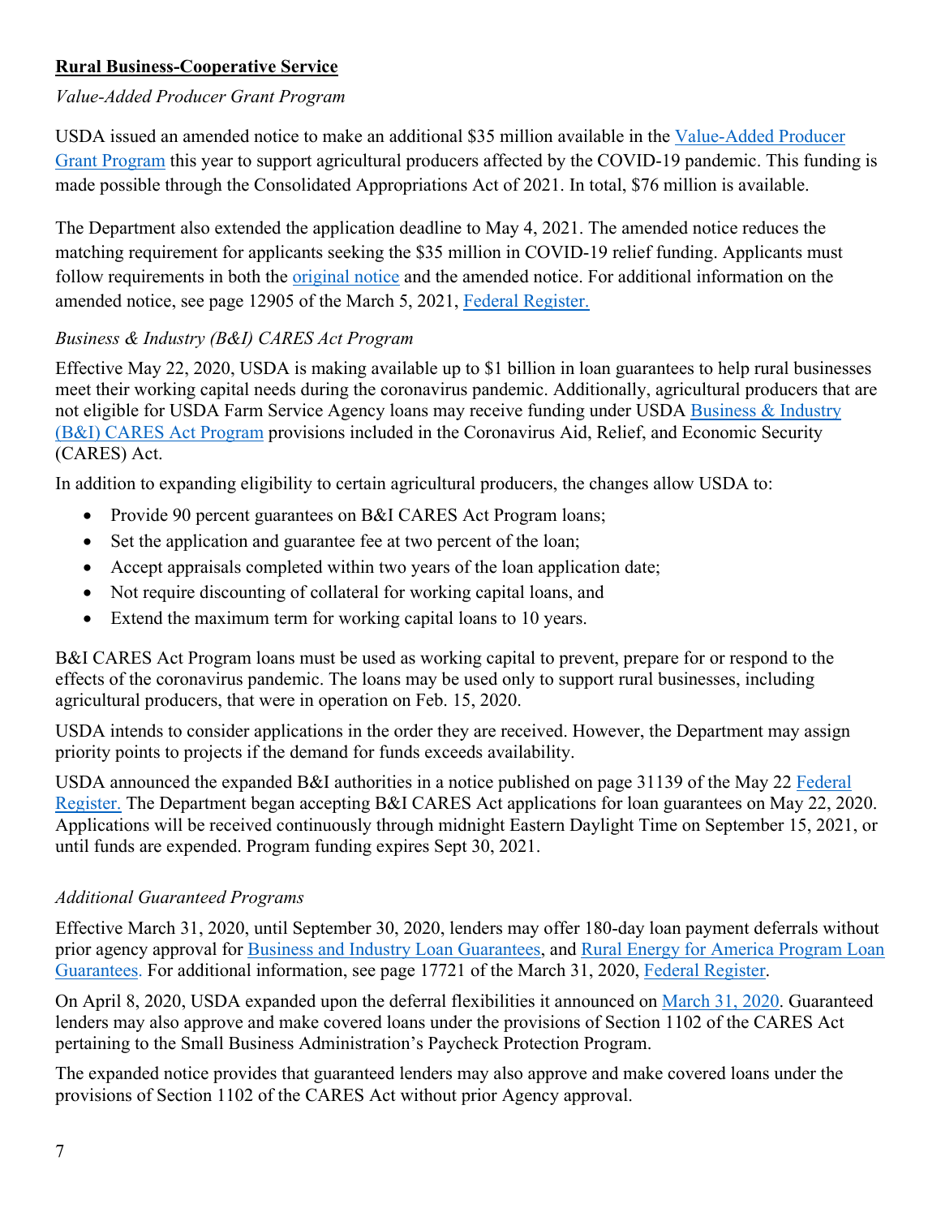## **Rural Business-Cooperative Service**

*Value-Added Producer Grant Program*

USDA issued an amended notice to make an additional $35 million available in the Value-Added Producer Grant Program this year to support agricultural producers affected by the COVID-19 pandemic. This funding is made possible through the Consolidated Appropriations Act of 2021. In total, $76 million is available.

The Department also extended the application deadline to May 4, 2021. The amended notice reduces the matching requirement for applicants seeking the $35 million in COVID-19 relief funding. Applicants must follow requirements in both the original notice and the amended notice. For additional information on the amended notice, see page 12905 of the March 5, 2021, Federal Register.

*Business & Industry (B&I) CARES Act Program*

Effective May 22, 2020, USDA is making available up to $1 billion in loan guarantees to help rural businesses meet their working capital needs during the coronavirus pandemic. Additionally, agricultural producers that are not eligible for USDA Farm Service Agency loans may receive funding under USDA Business & Industry (B&I) CARES Act Program provisions included in the Coronavirus Aid, Relief, and Economic Security (CARES) Act.

In addition to expanding eligibility to certain agricultural producers, the changes allow USDA to:

- Provide 90 percent guarantees on B&I CARES Act Program loans;
- Set the application and guarantee fee at two percent of the loan;
- Accept appraisals completed within two years of the loan application date;
- Not require discounting of collateral for working capital loans, and
- Extend the maximum term for working capital loans to 10 years.

B&I CARES Act Program loans must be used as working capital to prevent, prepare for or respond to the effects of the coronavirus pandemic. The loans may be used only to support rural businesses, including agricultural producers, that were in operation on Feb. 15, 2020.

USDA intends to consider applications in the order they are received. However, the Department may assign priority points to projects if the demand for funds exceeds availability.

USDA announced the expanded B&I authorities in a notice published on page 31139 of the May 22 Federal Register. The Department began accepting B&I CARES Act applications for loan guarantees on May 22, 2020. Applications will be received continuously through midnight Eastern Daylight Time on September 15, 2021, or until funds are expended. Program funding expires Sept 30, 2021.

*Additional Guaranteed Programs*

Effective March 31, 2020, until September 30, 2020, lenders may offer 180-day loan payment deferrals without prior agency approval for Business and Industry Loan Guarantees, and Rural Energy for America Program Loan Guarantees. For additional information, see page 17721 of the March 31, 2020, Federal Register.

On April 8, 2020, USDA expanded upon the deferral flexibilities it announced on March 31, 2020. Guaranteed lenders may also approve and make covered loans under the provisions of Section 1102 of the CARES Act pertaining to the Small Business Administration's Paycheck Protection Program.

The expanded notice provides that guaranteed lenders may also approve and make covered loans under the provisions of Section 1102 of the CARES Act without prior Agency approval.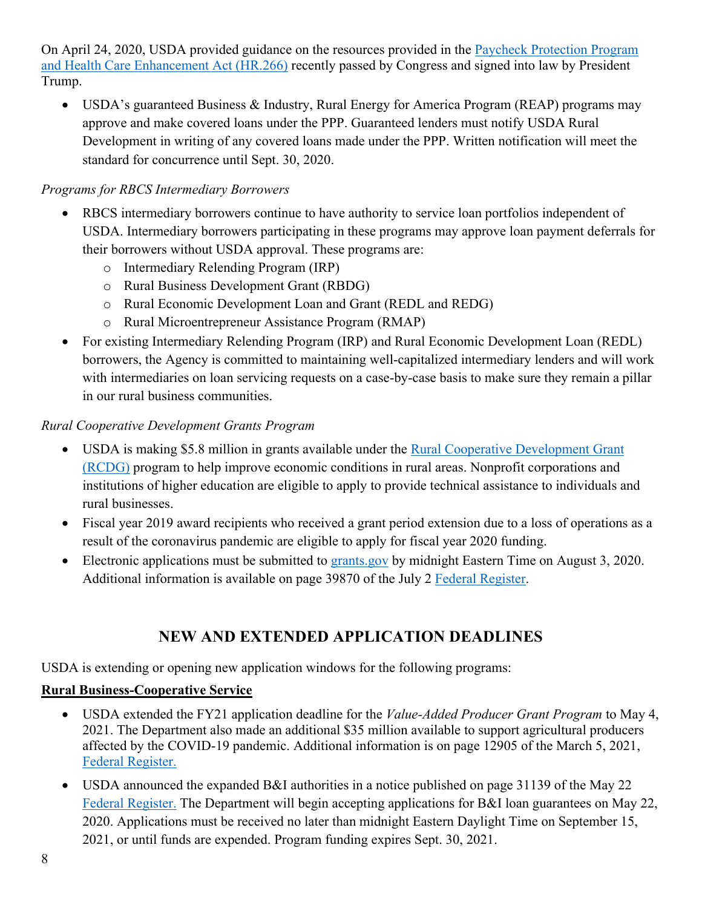On April 24, 2020, USDA provided guidance on the resources provided in the [Paycheck Protection Program and Health Care Enhancement Act (HR.266)]() recently passed by Congress and signed into law by President Trump.

- USDA's guaranteed Business & Industry, Rural Energy for America Program (REAP) programs may approve and make covered loans under the PPP. Guaranteed lenders must notify USDA Rural Development in writing of any covered loans made under the PPP. Written notification will meet the standard for concurrence until Sept. 30, 2020.

*Programs for RBCS Intermediary Borrowers*

- RBCS intermediary borrowers continue to have authority to service loan portfolios independent of USDA. Intermediary borrowers participating in these programs may approve loan payment deferrals for their borrowers without USDA approval. These programs are:
  - Intermediary Relending Program (IRP)
  - Rural Business Development Grant (RBDG)
  - Rural Economic Development Loan and Grant (REDL and REDG)
  - Rural Microentrepreneur Assistance Program (RMAP)
- For existing Intermediary Relending Program (IRP) and Rural Economic Development Loan (REDL) borrowers, the Agency is committed to maintaining well-capitalized intermediary lenders and will work with intermediaries on loan servicing requests on a case-by-case basis to make sure they remain a pillar in our rural business communities.

*Rural Cooperative Development Grants Program*

- USDA is making $5.8 million in grants available under the [Rural Cooperative Development Grant (RCDG)]() program to help improve economic conditions in rural areas. Nonprofit corporations and institutions of higher education are eligible to apply to provide technical assistance to individuals and rural businesses.
- Fiscal year 2019 award recipients who received a grant period extension due to a loss of operations as a result of the coronavirus pandemic are eligible to apply for fiscal year 2020 funding.
- Electronic applications must be submitted to [grants.gov]() by midnight Eastern Time on August 3, 2020. Additional information is available on page 39870 of the July 2 [Federal Register]().

## NEW AND EXTENDED APPLICATION DEADLINES

USDA is extending or opening new application windows for the following programs:

**Rural Business-Cooperative Service**

- USDA extended the FY21 application deadline for the *Value-Added Producer Grant Program* to May 4, 2021. The Department also made an additional $35 million available to support agricultural producers affected by the COVID-19 pandemic. Additional information is on page 12905 of the March 5, 2021, [Federal Register.]()
- USDA announced the expanded B&I authorities in a notice published on page 31139 of the May 22 [Federal Register.]() The Department will begin accepting applications for B&I loan guarantees on May 22, 2020. Applications must be received no later than midnight Eastern Daylight Time on September 15, 2021, or until funds are expended. Program funding expires Sept. 30, 2021.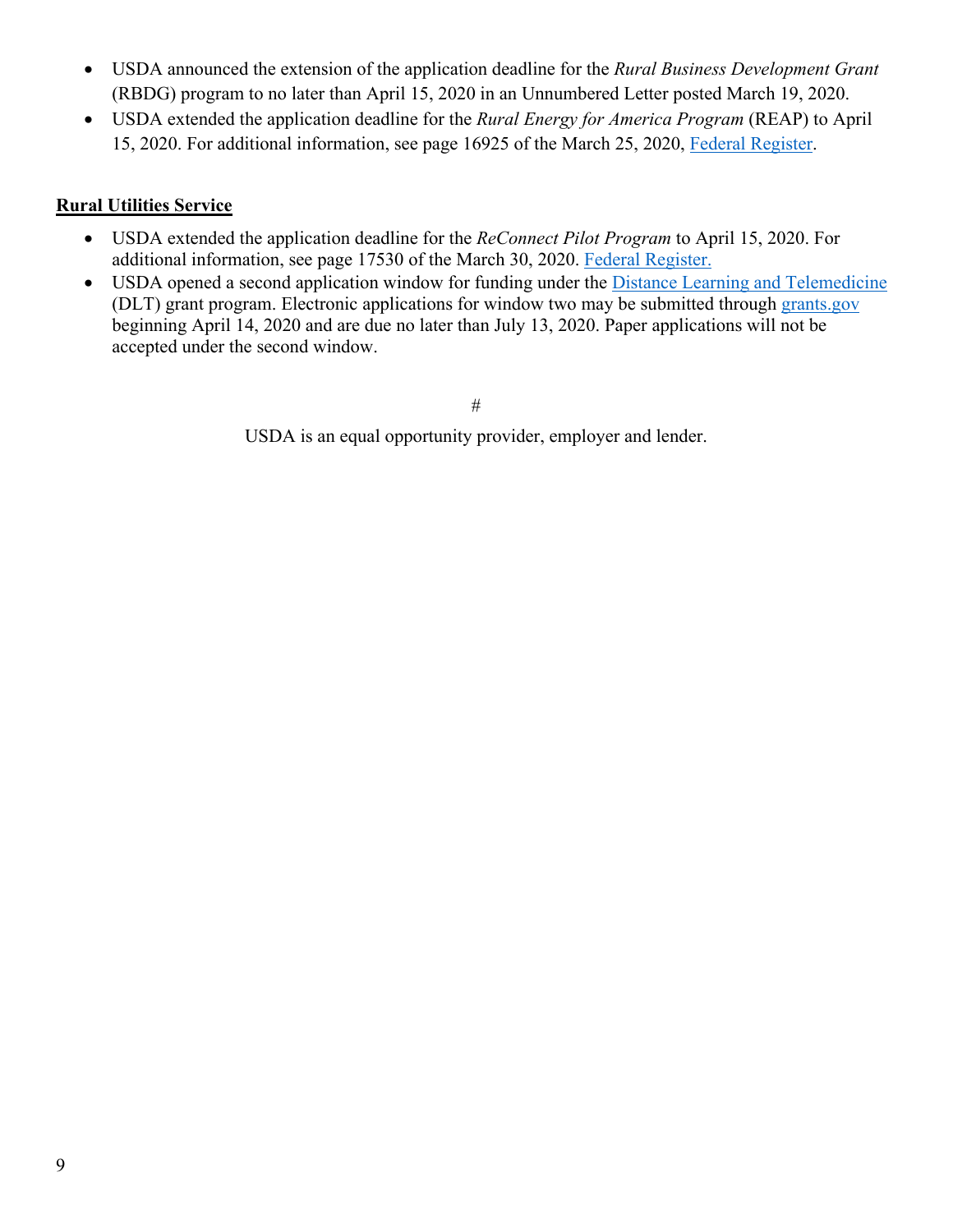- USDA announced the extension of the application deadline for the *Rural Business Development Grant* (RBDG) program to no later than April 15, 2020 in an Unnumbered Letter posted March 19, 2020.
- USDA extended the application deadline for the *Rural Energy for America Program* (REAP) to April 15, 2020. For additional information, see page 16925 of the March 25, 2020, Federal Register.

**Rural Utilities Service**

- USDA extended the application deadline for the *ReConnect Pilot Program* to April 15, 2020. For additional information, see page 17530 of the March 30, 2020. Federal Register.
- USDA opened a second application window for funding under the Distance Learning and Telemedicine (DLT) grant program. Electronic applications for window two may be submitted through grants.gov beginning April 14, 2020 and are due no later than July 13, 2020. Paper applications will not be accepted under the second window.

#

USDA is an equal opportunity provider, employer and lender.